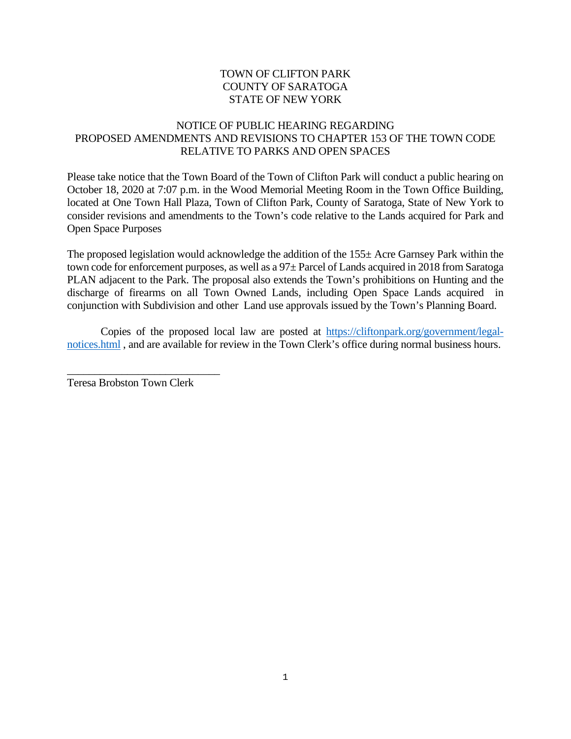TOWN OF CLIFTON PARK
COUNTY OF SARATOGA
STATE OF NEW YORK

NOTICE OF PUBLIC HEARING REGARDING
PROPOSED AMENDMENTS AND REVISIONS TO CHAPTER 153 OF THE TOWN CODE
RELATIVE TO PARKS AND OPEN SPACES

Please take notice that the Town Board of the Town of Clifton Park will conduct a public hearing on October 18, 2020 at 7:07 p.m. in the Wood Memorial Meeting Room in the Town Office Building, located at One Town Hall Plaza, Town of Clifton Park, County of Saratoga, State of New York to consider revisions and amendments to the Town's code relative to the Lands acquired for Park and Open Space Purposes

The proposed legislation would acknowledge the addition of the 155± Acre Garnsey Park within the town code for enforcement purposes, as well as a 97± Parcel of Lands acquired in 2018 from Saratoga PLAN adjacent to the Park. The proposal also extends the Town's prohibitions on Hunting and the discharge of firearms on all Town Owned Lands, including Open Space Lands acquired in conjunction with Subdivision and other Land use approvals issued by the Town's Planning Board.

Copies of the proposed local law are posted at [https://cliftonpark.org/government/legal-notices.html](https://cliftonpark.org/government/legal-notices.html) , and are available for review in the Town Clerk's office during normal business hours.

\_\_\_\_\_\_\_\_\_\_\_\_\_\_\_\_\_\_\_\_\_\_\_\_\_\_\_\_

Teresa Brobston Town Clerk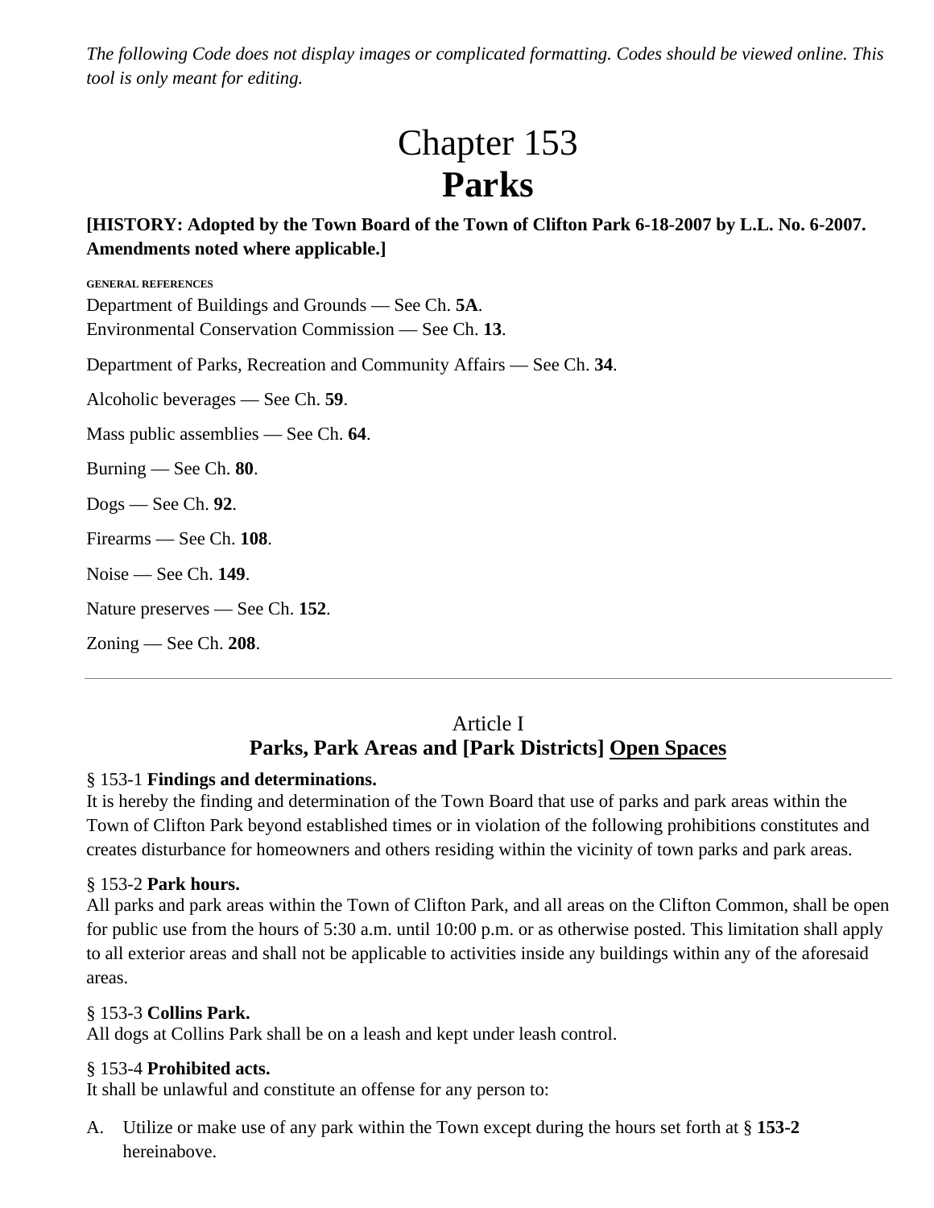*The following Code does not display images or complicated formatting. Codes should be viewed online. This tool is only meant for editing.*

# Chapter 153
# **Parks**

**[HISTORY: Adopted by the Town Board of the Town of Clifton Park 6-18-2007 by L.L. No. 6-2007. Amendments noted where applicable.]**

**GENERAL REFERENCES**

Department of Buildings and Grounds — See Ch. **5A**.
Environmental Conservation Commission — See Ch. **13**.

Department of Parks, Recreation and Community Affairs — See Ch. **34**.

Alcoholic beverages — See Ch. **59**.

Mass public assemblies — See Ch. **64**.

Burning — See Ch. **80**.

Dogs — See Ch. **92**.

Firearms — See Ch. **108**.

Noise — See Ch. **149**.

Nature preserves — See Ch. **152**.

Zoning — See Ch. **208**.

---

## Article I
## **Parks, Park Areas and [Park Districts] <u>Open Spaces</u>**

§ 153-1 **Findings and determinations.**
It is hereby the finding and determination of the Town Board that use of parks and park areas within the Town of Clifton Park beyond established times or in violation of the following prohibitions constitutes and creates disturbance for homeowners and others residing within the vicinity of town parks and park areas.

§ 153-2 **Park hours.**
All parks and park areas within the Town of Clifton Park, and all areas on the Clifton Common, shall be open for public use from the hours of 5:30 a.m. until 10:00 p.m. or as otherwise posted. This limitation shall apply to all exterior areas and shall not be applicable to activities inside any buildings within any of the aforesaid areas.

§ 153-3 **Collins Park.**
All dogs at Collins Park shall be on a leash and kept under leash control.

§ 153-4 **Prohibited acts.**
It shall be unlawful and constitute an offense for any person to:

A. Utilize or make use of any park within the Town except during the hours set forth at § **153-2** hereinabove.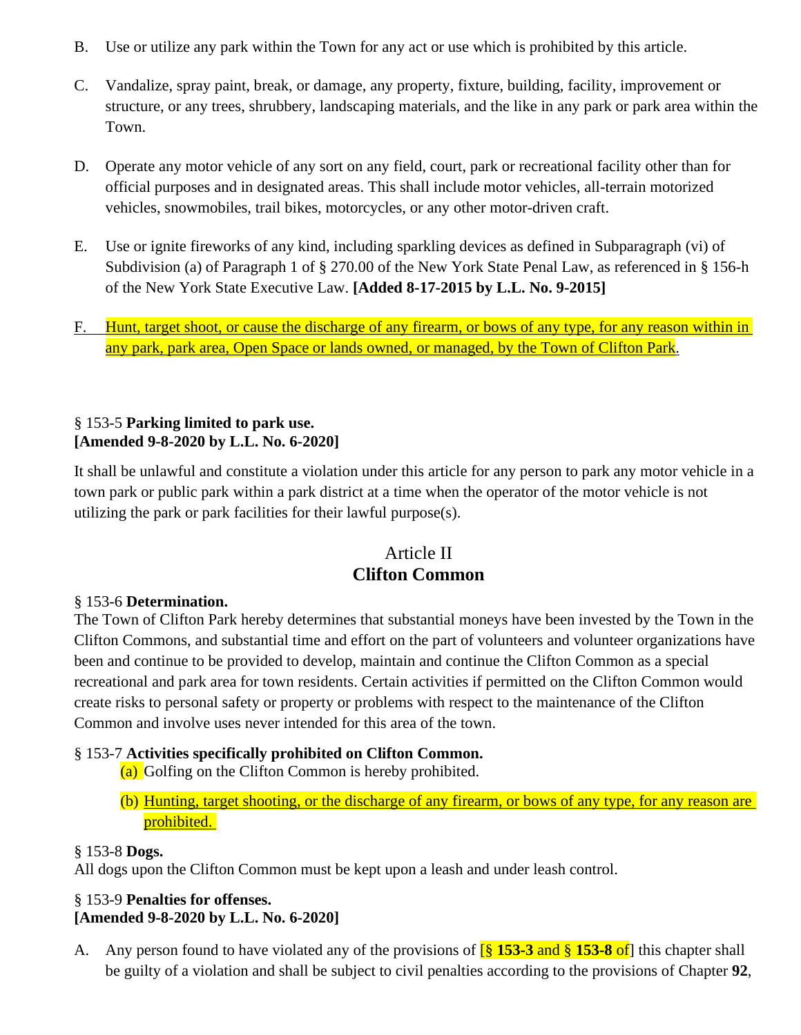B. Use or utilize any park within the Town for any act or use which is prohibited by this article.

C. Vandalize, spray paint, break, or damage, any property, fixture, building, facility, improvement or structure, or any trees, shrubbery, landscaping materials, and the like in any park or park area within the Town.

D. Operate any motor vehicle of any sort on any field, court, park or recreational facility other than for official purposes and in designated areas. This shall include motor vehicles, all-terrain motorized vehicles, snowmobiles, trail bikes, motorcycles, or any other motor-driven craft.

E. Use or ignite fireworks of any kind, including sparkling devices as defined in Subparagraph (vi) of Subdivision (a) of Paragraph 1 of § 270.00 of the New York State Penal Law, as referenced in § 156-h of the New York State Executive Law. **[Added 8-17-2015 by L.L. No. 9-2015]**

F. Hunt, target shoot, or cause the discharge of any firearm, or bows of any type, for any reason within in any park, park area, Open Space or lands owned, or managed, by the Town of Clifton Park.

§ 153-5 **Parking limited to park use.**
**[Amended 9-8-2020 by L.L. No. 6-2020]**

It shall be unlawful and constitute a violation under this article for any person to park any motor vehicle in a town park or public park within a park district at a time when the operator of the motor vehicle is not utilizing the park or park facilities for their lawful purpose(s).

## Article II
## Clifton Common

§ 153-6 **Determination.**
The Town of Clifton Park hereby determines that substantial moneys have been invested by the Town in the Clifton Commons, and substantial time and effort on the part of volunteers and volunteer organizations have been and continue to be provided to develop, maintain and continue the Clifton Common as a special recreational and park area for town residents. Certain activities if permitted on the Clifton Common would create risks to personal safety or property or problems with respect to the maintenance of the Clifton Common and involve uses never intended for this area of the town.

§ 153-7 **Activities specifically prohibited on Clifton Common.**

(a) Golfing on the Clifton Common is hereby prohibited.

(b) Hunting, target shooting, or the discharge of any firearm, or bows of any type, for any reason are prohibited.

§ 153-8 **Dogs.**
All dogs upon the Clifton Common must be kept upon a leash and under leash control.

§ 153-9 **Penalties for offenses.**
**[Amended 9-8-2020 by L.L. No. 6-2020]**

A. Any person found to have violated any of the provisions of [§ **153-3** and § **153-8** of] this chapter shall be guilty of a violation and shall be subject to civil penalties according to the provisions of Chapter **92**,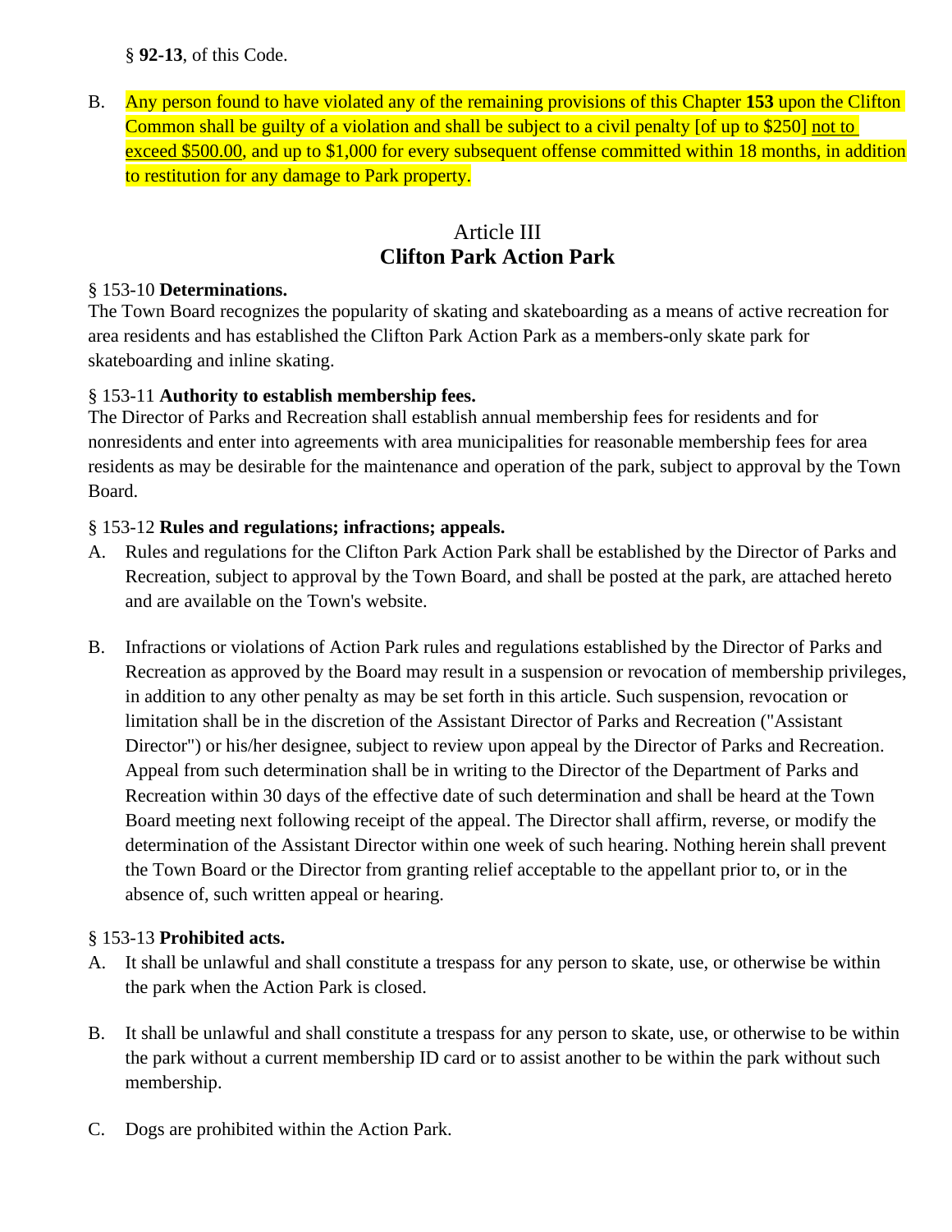§ **92-13**, of this Code.

B. Any person found to have violated any of the remaining provisions of this Chapter **153** upon the Clifton Common shall be guilty of a violation and shall be subject to a civil penalty [of up to $250] <u>not to exceed $500.00</u>, and up to $1,000 for every subsequent offense committed within 18 months, in addition to restitution for any damage to Park property.

## Article III
## Clifton Park Action Park

§ 153-10 **Determinations.**
The Town Board recognizes the popularity of skating and skateboarding as a means of active recreation for area residents and has established the Clifton Park Action Park as a members-only skate park for skateboarding and inline skating.

§ 153-11 **Authority to establish membership fees.**
The Director of Parks and Recreation shall establish annual membership fees for residents and for nonresidents and enter into agreements with area municipalities for reasonable membership fees for area residents as may be desirable for the maintenance and operation of the park, subject to approval by the Town Board.

§ 153-12 **Rules and regulations; infractions; appeals.**

A. Rules and regulations for the Clifton Park Action Park shall be established by the Director of Parks and Recreation, subject to approval by the Town Board, and shall be posted at the park, are attached hereto and are available on the Town's website.

B. Infractions or violations of Action Park rules and regulations established by the Director of Parks and Recreation as approved by the Board may result in a suspension or revocation of membership privileges, in addition to any other penalty as may be set forth in this article. Such suspension, revocation or limitation shall be in the discretion of the Assistant Director of Parks and Recreation ("Assistant Director") or his/her designee, subject to review upon appeal by the Director of Parks and Recreation. Appeal from such determination shall be in writing to the Director of the Department of Parks and Recreation within 30 days of the effective date of such determination and shall be heard at the Town Board meeting next following receipt of the appeal. The Director shall affirm, reverse, or modify the determination of the Assistant Director within one week of such hearing. Nothing herein shall prevent the Town Board or the Director from granting relief acceptable to the appellant prior to, or in the absence of, such written appeal or hearing.

§ 153-13 **Prohibited acts.**

A. It shall be unlawful and shall constitute a trespass for any person to skate, use, or otherwise be within the park when the Action Park is closed.

B. It shall be unlawful and shall constitute a trespass for any person to skate, use, or otherwise to be within the park without a current membership ID card or to assist another to be within the park without such membership.

C. Dogs are prohibited within the Action Park.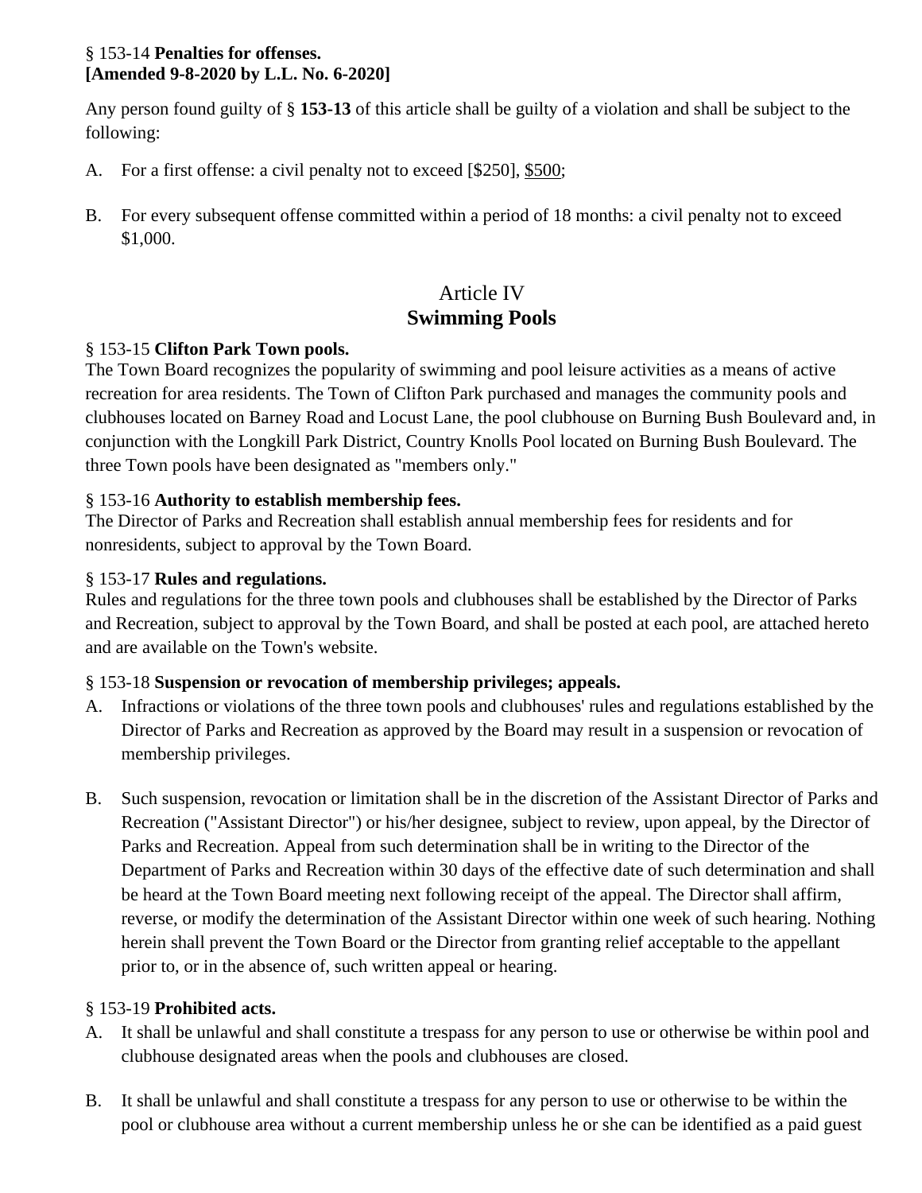§ 153-14 **Penalties for offenses.**
**[Amended 9-8-2020 by L.L. No. 6-2020]**

Any person found guilty of § **153-13** of this article shall be guilty of a violation and shall be subject to the following:

A. For a first offense: a civil penalty not to exceed [$250], <u>$500</u>;

B. For every subsequent offense committed within a period of 18 months: a civil penalty not to exceed $1,000.

## Article IV
## Swimming Pools

§ 153-15 **Clifton Park Town pools.**
The Town Board recognizes the popularity of swimming and pool leisure activities as a means of active recreation for area residents. The Town of Clifton Park purchased and manages the community pools and clubhouses located on Barney Road and Locust Lane, the pool clubhouse on Burning Bush Boulevard and, in conjunction with the Longkill Park District, Country Knolls Pool located on Burning Bush Boulevard. The three Town pools have been designated as "members only."

§ 153-16 **Authority to establish membership fees.**
The Director of Parks and Recreation shall establish annual membership fees for residents and for nonresidents, subject to approval by the Town Board.

§ 153-17 **Rules and regulations.**
Rules and regulations for the three town pools and clubhouses shall be established by the Director of Parks and Recreation, subject to approval by the Town Board, and shall be posted at each pool, are attached hereto and are available on the Town's website.

§ 153-18 **Suspension or revocation of membership privileges; appeals.**

A. Infractions or violations of the three town pools and clubhouses' rules and regulations established by the Director of Parks and Recreation as approved by the Board may result in a suspension or revocation of membership privileges.

B. Such suspension, revocation or limitation shall be in the discretion of the Assistant Director of Parks and Recreation ("Assistant Director") or his/her designee, subject to review, upon appeal, by the Director of Parks and Recreation. Appeal from such determination shall be in writing to the Director of the Department of Parks and Recreation within 30 days of the effective date of such determination and shall be heard at the Town Board meeting next following receipt of the appeal. The Director shall affirm, reverse, or modify the determination of the Assistant Director within one week of such hearing. Nothing herein shall prevent the Town Board or the Director from granting relief acceptable to the appellant prior to, or in the absence of, such written appeal or hearing.

§ 153-19 **Prohibited acts.**

A. It shall be unlawful and shall constitute a trespass for any person to use or otherwise be within pool and clubhouse designated areas when the pools and clubhouses are closed.

B. It shall be unlawful and shall constitute a trespass for any person to use or otherwise to be within the pool or clubhouse area without a current membership unless he or she can be identified as a paid guest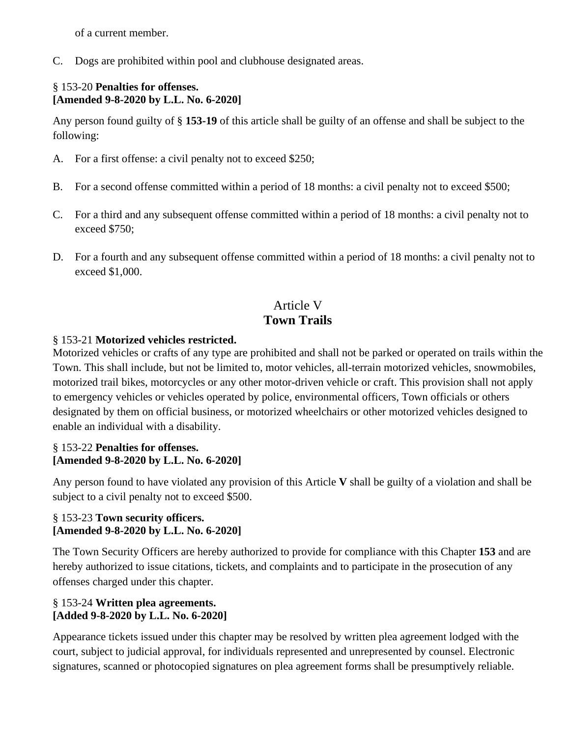of a current member.

C. Dogs are prohibited within pool and clubhouse designated areas.

§ 153-20 **Penalties for offenses.**
**[Amended 9-8-2020 by L.L. No. 6-2020]**

Any person found guilty of § **153-19** of this article shall be guilty of an offense and shall be subject to the following:

A. For a first offense: a civil penalty not to exceed $250;

B. For a second offense committed within a period of 18 months: a civil penalty not to exceed $500;

C. For a third and any subsequent offense committed within a period of 18 months: a civil penalty not to exceed $750;

D. For a fourth and any subsequent offense committed within a period of 18 months: a civil penalty not to exceed $1,000.

## Article V
## **Town Trails**

§ 153-21 **Motorized vehicles restricted.**
Motorized vehicles or crafts of any type are prohibited and shall not be parked or operated on trails within the Town. This shall include, but not be limited to, motor vehicles, all-terrain motorized vehicles, snowmobiles, motorized trail bikes, motorcycles or any other motor-driven vehicle or craft. This provision shall not apply to emergency vehicles or vehicles operated by police, environmental officers, Town officials or others designated by them on official business, or motorized wheelchairs or other motorized vehicles designed to enable an individual with a disability.

§ 153-22 **Penalties for offenses.**
**[Amended 9-8-2020 by L.L. No. 6-2020]**

Any person found to have violated any provision of this Article **V** shall be guilty of a violation and shall be subject to a civil penalty not to exceed $500.

§ 153-23 **Town security officers.**
**[Amended 9-8-2020 by L.L. No. 6-2020]**

The Town Security Officers are hereby authorized to provide for compliance with this Chapter **153** and are hereby authorized to issue citations, tickets, and complaints and to participate in the prosecution of any offenses charged under this chapter.

§ 153-24 **Written plea agreements.**
**[Added 9-8-2020 by L.L. No. 6-2020]**

Appearance tickets issued under this chapter may be resolved by written plea agreement lodged with the court, subject to judicial approval, for individuals represented and unrepresented by counsel. Electronic signatures, scanned or photocopied signatures on plea agreement forms shall be presumptively reliable.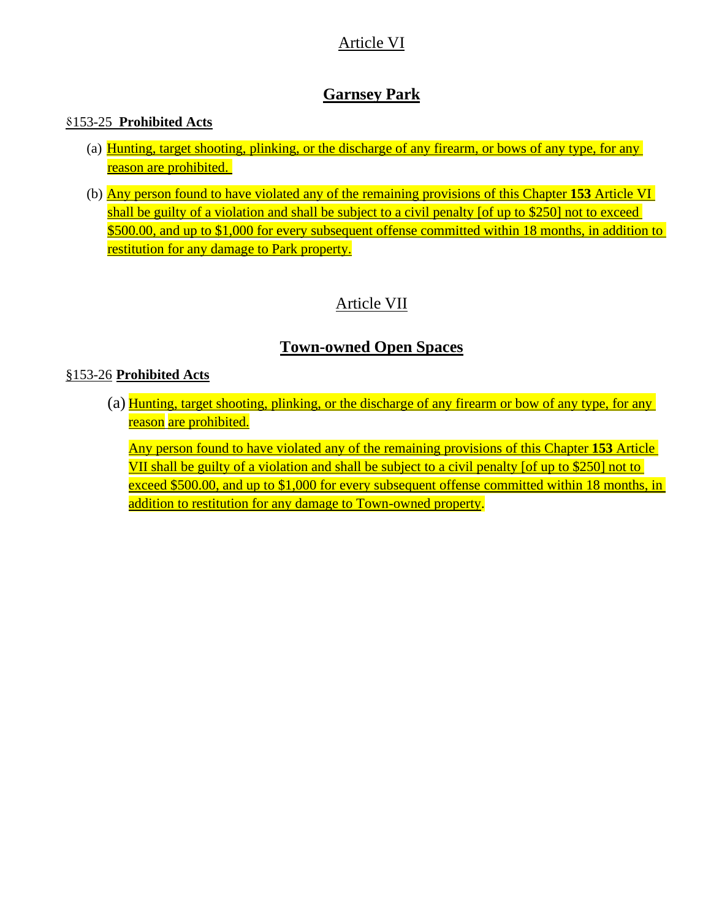## Article VI

## Garnsey Park

§153-25 **Prohibited Acts**

(a) Hunting, target shooting, plinking, or the discharge of any firearm, or bows of any type, for any reason are prohibited.

(b) Any person found to have violated any of the remaining provisions of this Chapter **153** Article VI shall be guilty of a violation and shall be subject to a civil penalty [of up to $250] not to exceed $500.00, and up to $1,000 for every subsequent offense committed within 18 months, in addition to restitution for any damage to Park property.

## Article VII

## Town-owned Open Spaces

§153-26 **Prohibited Acts**

(a) Hunting, target shooting, plinking, or the discharge of any firearm or bow of any type, for any reason are prohibited.

Any person found to have violated any of the remaining provisions of this Chapter **153** Article VII shall be guilty of a violation and shall be subject to a civil penalty [of up to $250] not to exceed $500.00, and up to $1,000 for every subsequent offense committed within 18 months, in addition to restitution for any damage to Town-owned property.